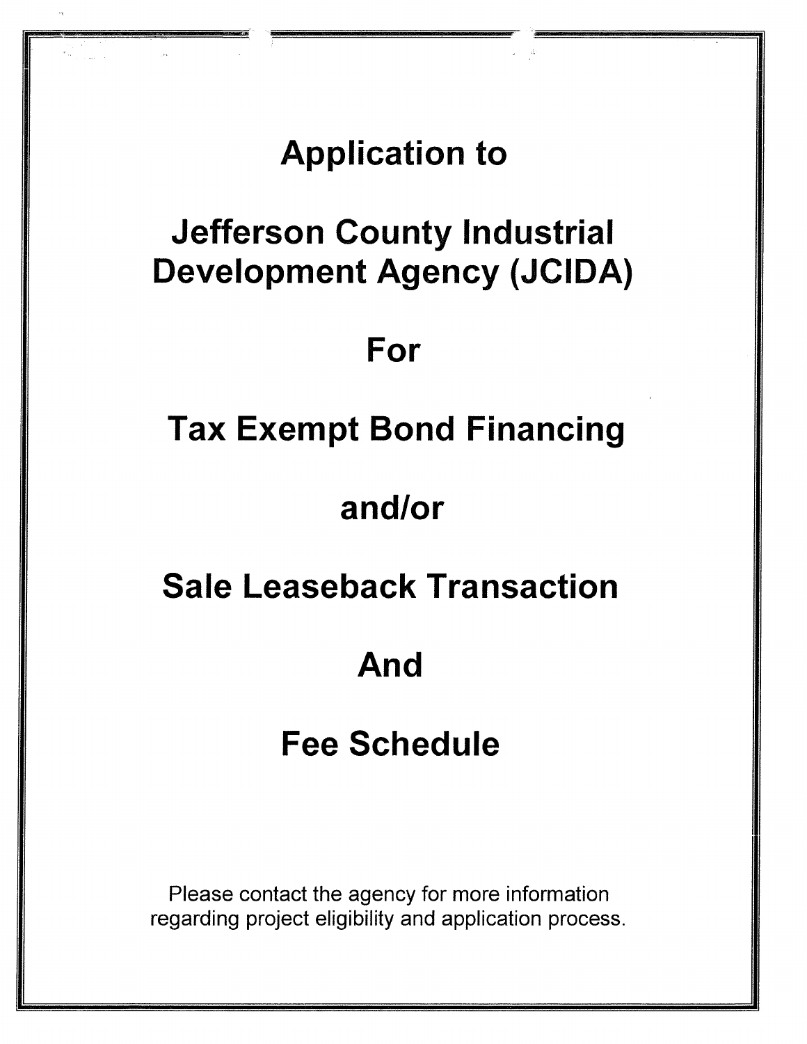# Application to

# Jefferson County Industrial Development Agency (JCIDA)

# For

# Tax Exempt Bond Financing

# and/or

# Sale Leaseback Transaction

# And

# Fee Schedule

Please contact the agency for more information regarding project eligibility and application process.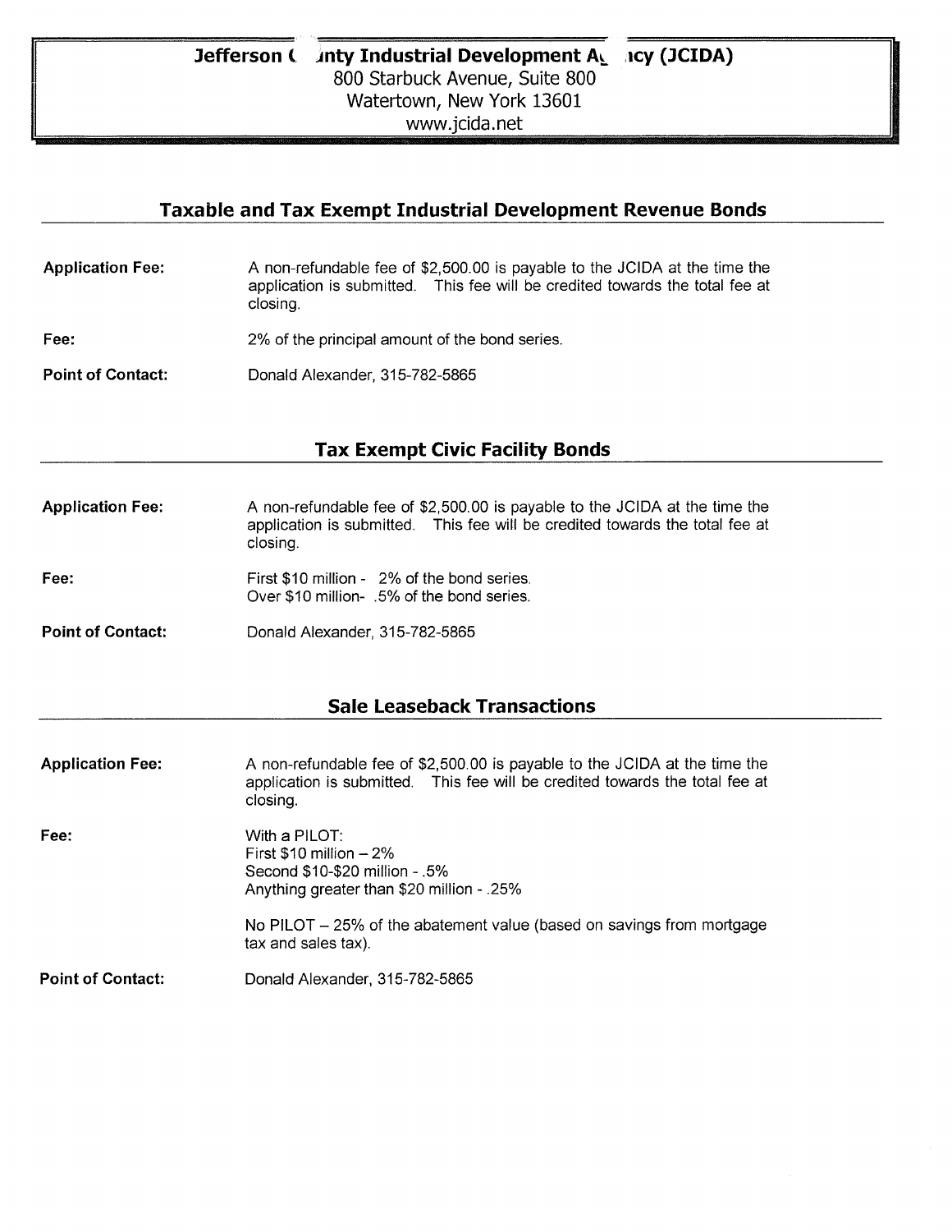# Jefferson County Industrial Development Agency (JCIDA)

800 Starbuck Avenue, Suite 800
Watertown, New York 13601
www.jcida.net

## Taxable and Tax Exempt Industrial Development Revenue Bonds

**Application Fee:** A non-refundable fee of $2,500.00 is payable to the JCIDA at the time the application is submitted. This fee will be credited towards the total fee at closing.

**Fee:** 2% of the principal amount of the bond series.

**Point of Contact:** Donald Alexander, 315-782-5865

## Tax Exempt Civic Facility Bonds

**Application Fee:** A non-refundable fee of $2,500.00 is payable to the JCIDA at the time the application is submitted. This fee will be credited towards the total fee at closing.

**Fee:** First $10 million - 2% of the bond series.
Over $10 million- .5% of the bond series.

**Point of Contact:** Donald Alexander, 315-782-5865

## Sale Leaseback Transactions

**Application Fee:** A non-refundable fee of $2,500.00 is payable to the JCIDA at the time the application is submitted. This fee will be credited towards the total fee at closing.

**Fee:** With a PILOT:
First $10 million – 2%
Second $10-$20 million - .5%
Anything greater than $20 million - .25%

No PILOT – 25% of the abatement value (based on savings from mortgage tax and sales tax).

**Point of Contact:** Donald Alexander, 315-782-5865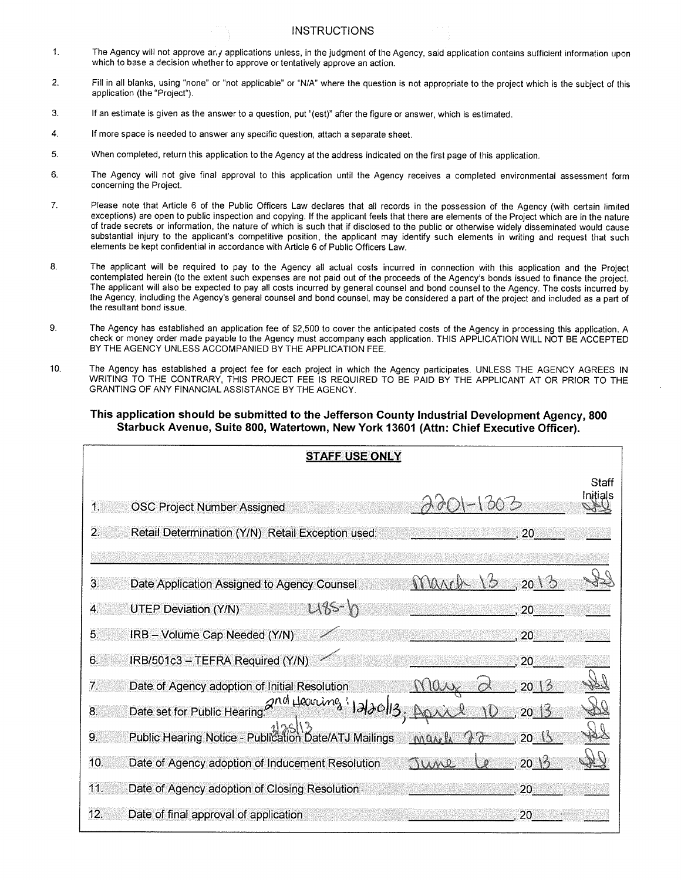# INSTRUCTIONS

1. The Agency will not approve any applications unless, in the judgment of the Agency, said application contains sufficient information upon which to base a decision whether to approve or tentatively approve an action.

2. Fill in all blanks, using "none" or "not applicable" or "N/A" where the question is not appropriate to the project which is the subject of this application (the "Project").

3. If an estimate is given as the answer to a question, put "(est)" after the figure or answer, which is estimated.

4. If more space is needed to answer any specific question, attach a separate sheet.

5. When completed, return this application to the Agency at the address indicated on the first page of this application.

6. The Agency will not give final approval to this application until the Agency receives a completed environmental assessment form concerning the Project.

7. Please note that Article 6 of the Public Officers Law declares that all records in the possession of the Agency (with certain limited exceptions) are open to public inspection and copying. If the applicant feels that there are elements of the Project which are in the nature of trade secrets or information, the nature of which is such that if disclosed to the public or otherwise widely disseminated would cause substantial injury to the applicant's competitive position, the applicant may identify such elements in writing and request that such elements be kept confidential in accordance with Article 6 of Public Officers Law.

8. The applicant will be required to pay to the Agency all actual costs incurred in connection with this application and the Project contemplated herein (to the extent such expenses are not paid out of the proceeds of the Agency's bonds issued to finance the project. The applicant will also be expected to pay all costs incurred by general counsel and bond counsel to the Agency. The costs incurred by the Agency, including the Agency's general counsel and bond counsel, may be considered a part of the project and included as a part of the resultant bond issue.

9. The Agency has established an application fee of $2,500 to cover the anticipated costs of the Agency in processing this application. A check or money order made payable to the Agency must accompany each application. THIS APPLICATION WILL NOT BE ACCEPTED BY THE AGENCY UNLESS ACCOMPANIED BY THE APPLICATION FEE.

10. The Agency has established a project fee for each project in which the Agency participates. UNLESS THE AGENCY AGREES IN WRITING TO THE CONTRARY, THIS PROJECT FEE IS REQUIRED TO BE PAID BY THE APPLICANT AT OR PRIOR TO THE GRANTING OF ANY FINANCIAL ASSISTANCE BY THE AGENCY.

**This application should be submitted to the Jefferson County Industrial Development Agency, 800 Starbuck Avenue, Suite 800, Watertown, New York 13601 (Attn: Chief Executive Officer).**

**STAFF USE ONLY**

| | | | Staff Initials |
|---|---|---|---|
| 1. | OSC Project Number Assigned | 2201-1303 | (initials) |
| 2. | Retail Determination (Y/N) Retail Exception used: | , 20 | |
| 3. | Date Application Assigned to Agency Counsel | March 13, 2013 | (initials) |
| 4. | UTEP Deviation (Y/N) 485-b | , 20 | |
| 5. | IRB – Volume Cap Needed (Y/N) / | , 20 | |
| 6. | IRB/501c3 – TEFRA Required (Y/N) / | , 20 | |
| 7. | Date of Agency adoption of Initial Resolution | May 2, 2013 | (initials) |
| 8. | Date set for Public Hearing 2nd Hearing: 12/20/13; | April 10, 2013 | (initials) |
| 9. | Public Hearing Notice - Publication Date/ATJ Mailings 3/25/13 | March 22, 2013 | (initials) |
| 10. | Date of Agency adoption of Inducement Resolution | June 6, 2013 | (initials) |
| 11. | Date of Agency adoption of Closing Resolution | , 20 | |
| 12. | Date of final approval of application | , 20 | |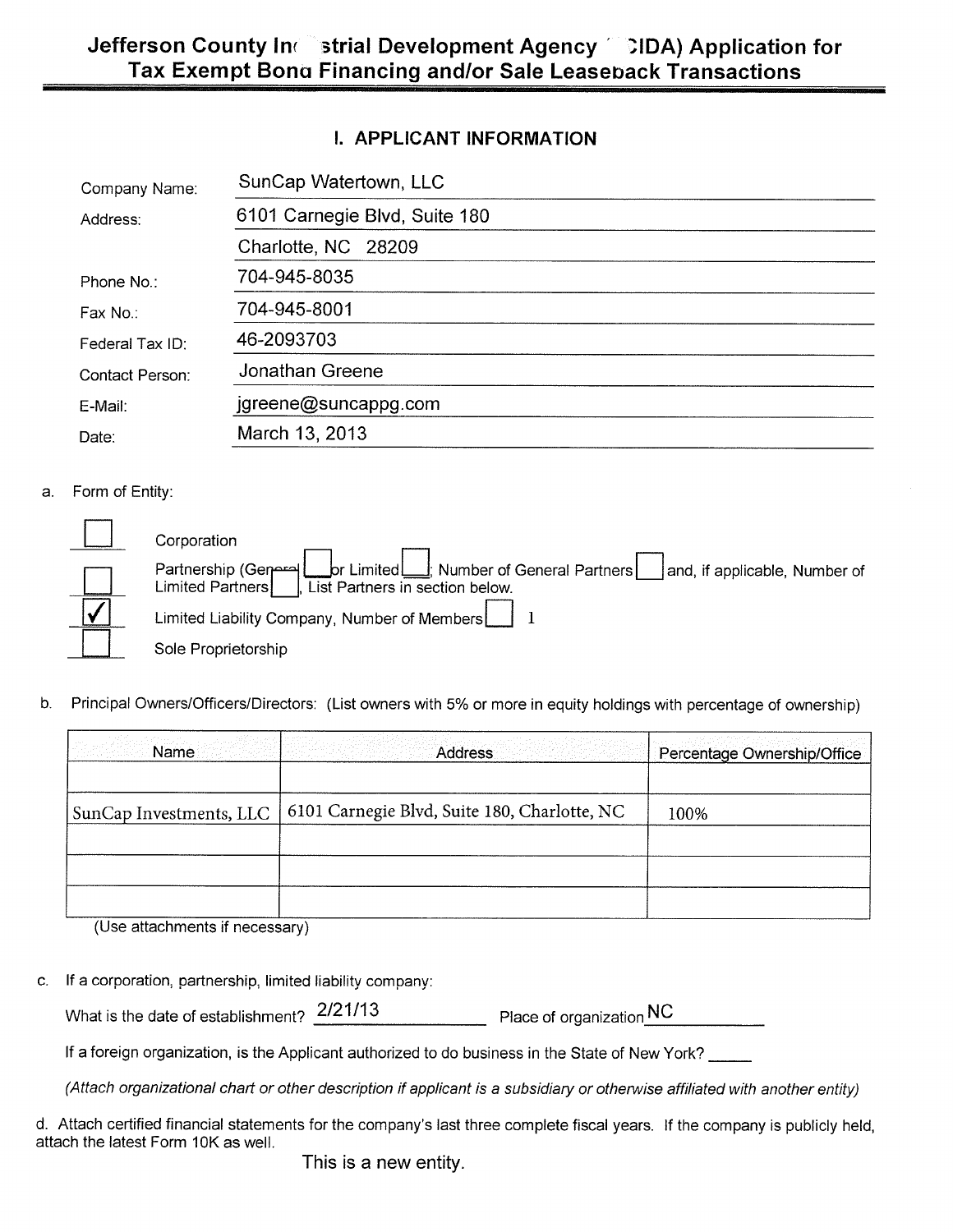# Jefferson County Industrial Development Agency (JCIDA) Application for Tax Exempt Bond Financing and/or Sale Leaseback Transactions

## I. APPLICANT INFORMATION

| | |
|---|---|
| Company Name: | SunCap Watertown, LLC |
| Address: | 6101 Carnegie Blvd, Suite 180 |
| | Charlotte, NC 28209 |
| Phone No.: | 704-945-8035 |
| Fax No.: | 704-945-8001 |
| Federal Tax ID: | 46-2093703 |
| Contact Person: | Jonathan Greene |
| E-Mail: | jgreene@suncappg.com |
| Date: | March 13, 2013 |

a. Form of Entity:

- [ ] Corporation
- [ ] Partnership (General [ ] or Limited [ ]; Number of General Partners [ ] and, if applicable, Number of Limited Partners [ ], List Partners in section below.
- [x] Limited Liability Company, Number of Members [ ] 1
- [ ] Sole Proprietorship

b. Principal Owners/Officers/Directors: (List owners with 5% or more in equity holdings with percentage of ownership)

| Name | Address | Percentage Ownership/Office |
|---|---|---|
| | | |
| SunCap Investments, LLC | 6101 Carnegie Blvd, Suite 180, Charlotte, NC | 100% |
| | | |
| | | |
| | | |

(Use attachments if necessary)

c. If a corporation, partnership, limited liability company:

What is the date of establishment? 2/21/13 Place of organization NC

If a foreign organization, is the Applicant authorized to do business in the State of New York? _____

*(Attach organizational chart or other description if applicant is a subsidiary or otherwise affiliated with another entity)*

d. Attach certified financial statements for the company's last three complete fiscal years. If the company is publicly held, attach the latest Form 10K as well.

This is a new entity.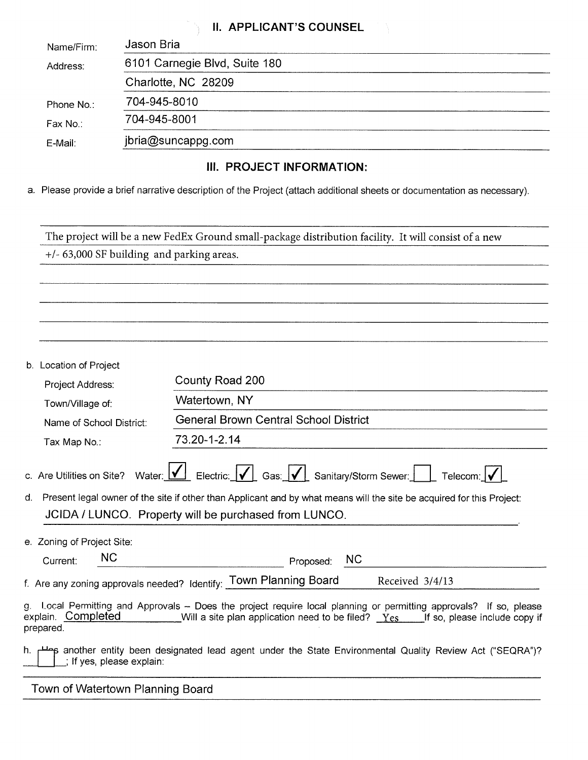## II. APPLICANT'S COUNSEL

| | |
|---|---|
| Name/Firm: | Jason Bria |
| Address: | 6101 Carnegie Blvd, Suite 180 |
| | Charlotte, NC 28209 |
| Phone No.: | 704-945-8010 |
| Fax No.: | 704-945-8001 |
| E-Mail: | jbria@suncappg.com |

## III. PROJECT INFORMATION:

a. Please provide a brief narrative description of the Project (attach additional sheets or documentation as necessary).

The project will be a new FedEx Ground small-package distribution facility. It will consist of a new +/- 63,000 SF building and parking areas.

b. Location of Project

| | |
|---|---|
| Project Address: | County Road 200 |
| Town/Village of: | Watertown, NY |
| Name of School District: | General Brown Central School District |
| Tax Map No.: | 73.20-1-2.14 |

c. Are Utilities on Site? Water: ☑ Electric: ☑ Gas: ☑ Sanitary/Storm Sewer: ☐ Telecom: ☑

d. Present legal owner of the site if other than Applicant and by what means will the site be acquired for this Project: JCIDA / LUNCO. Property will be purchased from LUNCO.

e. Zoning of Project Site:

Current: NC Proposed: NC

f. Are any zoning approvals needed? Identify: Town Planning Board Received 3/4/13

g. Local Permitting and Approvals – Does the project require local planning or permitting approvals? If so, please explain. Completed Will a site plan application need to be filed? Yes If so, please include copy if prepared.

h. Has another entity been designated lead agent under the State Environmental Quality Review Act ("SEQRA")? ☐; If yes, please explain:

Town of Watertown Planning Board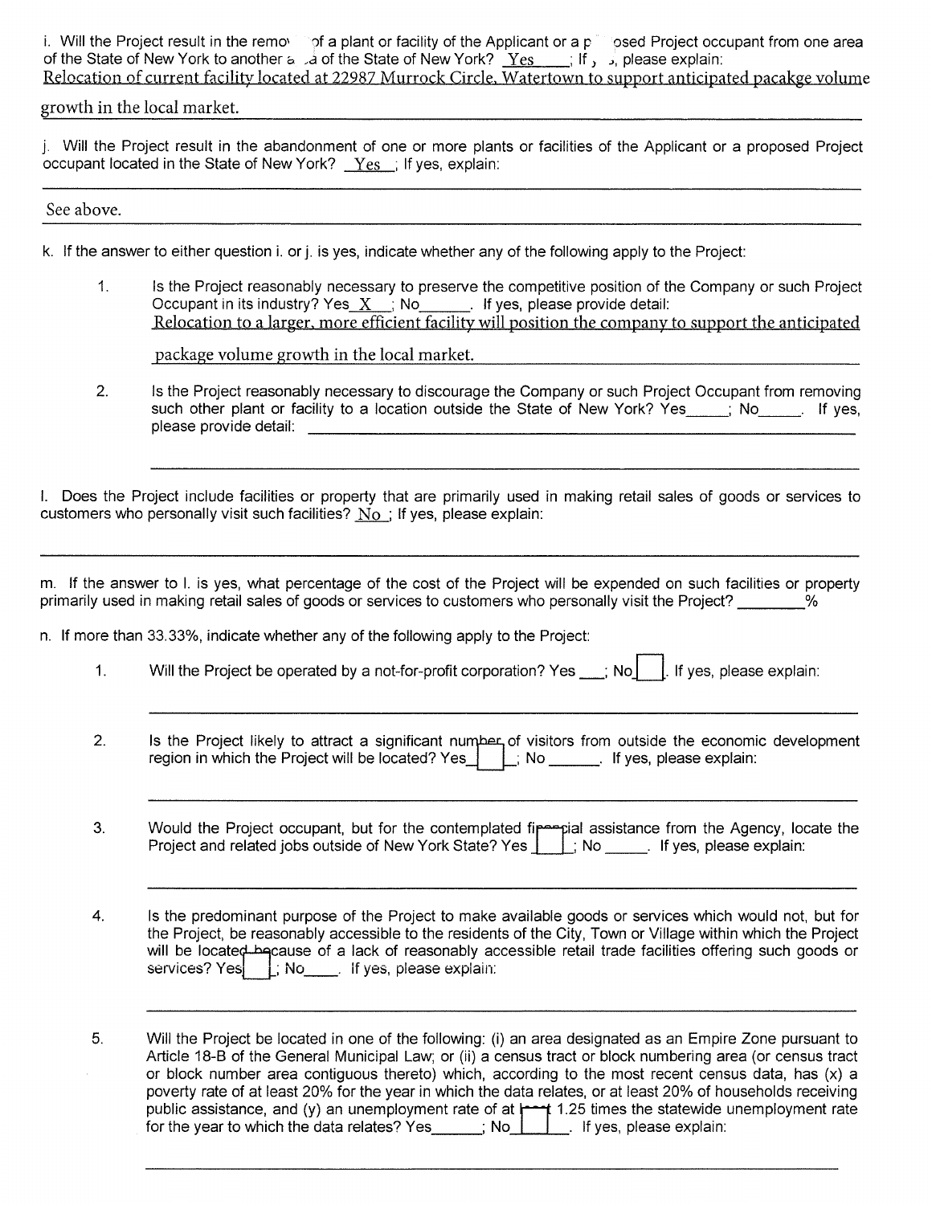i. Will the Project result in the remo​ of a plant or facility of the Applicant or a p​ osed Project occupant from one area of the State of New York to another a​ a of the State of New York? Yes ; If ​, please explain:
Relocation of current facility located at 22987 Murrock Circle, Watertown to support anticipated pacakge volume growth in the local market.

j. Will the Project result in the abandonment of one or more plants or facilities of the Applicant or a proposed Project occupant located in the State of New York? Yes ; If yes, explain:

See above.

k. If the answer to either question i. or j. is yes, indicate whether any of the following apply to the Project:

1. Is the Project reasonably necessary to preserve the competitive position of the Company or such Project Occupant in its industry? Yes X ; No______. If yes, please provide detail:
Relocation to a larger, more efficient facility will position the company to support the anticipated package volume growth in the local market.

2. Is the Project reasonably necessary to discourage the Company or such Project Occupant from removing such other plant or facility to a location outside the State of New York? Yes_____; No_____. If yes, please provide detail: ______

l. Does the Project include facilities or property that are primarily used in making retail sales of goods or services to customers who personally visit such facilities? No ; If yes, please explain:

m. If the answer to l. is yes, what percentage of the cost of the Project will be expended on such facilities or property primarily used in making retail sales of goods or services to customers who personally visit the Project? ________%

n. If more than 33.33%, indicate whether any of the following apply to the Project:

1. Will the Project be operated by a not-for-profit corporation? Yes___; No___. If yes, please explain:

2. Is the Project likely to attract a significant number of visitors from outside the economic development region in which the Project will be located? Yes___; No ______. If yes, please explain:

3. Would the Project occupant, but for the contemplated financial assistance from the Agency, locate the Project and related jobs outside of New York State? Yes ___; No _____. If yes, please explain:

4. Is the predominant purpose of the Project to make available goods or services which would not, but for the Project, be reasonably accessible to the residents of the City, Town or Village within which the Project will be located because of a lack of reasonably accessible retail trade facilities offering such goods or services? Yes___; No____. If yes, please explain:

5. Will the Project be located in one of the following: (i) an area designated as an Empire Zone pursuant to Article 18-B of the General Municipal Law; or (ii) a census tract or block numbering area (or census tract or block number area contiguous thereto) which, according to the most recent census data, has (x) a poverty rate of at least 20% for the year in which the data relates, or at least 20% of households receiving public assistance, and (y) an unemployment rate of at least 1.25 times the statewide unemployment rate for the year to which the data relates? Yes______; No______. If yes, please explain: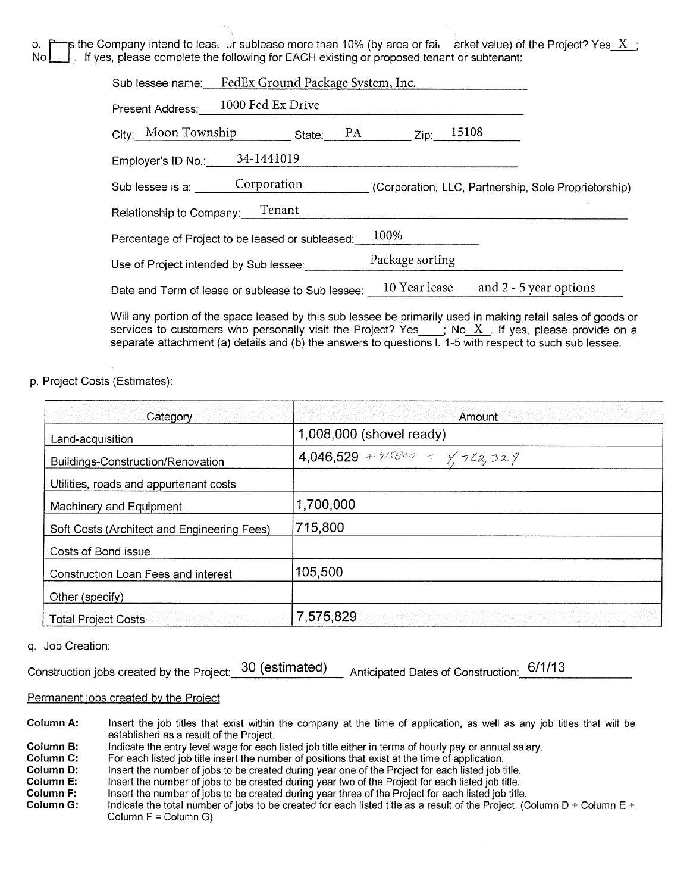o. Does the Company intend to lease or sublease more than 10% (by area or fair market value) of the Project? Yes X ; No ☐. If yes, please complete the following for EACH existing or proposed tenant or subtenant:

Sub lessee name: FedEx Ground Package System, Inc.

Present Address: 1000 Fed Ex Drive

City: Moon Township State: PA Zip: 15108

Employer's ID No.: 34-1441019

Sub lessee is a: Corporation (Corporation, LLC, Partnership, Sole Proprietorship)

Relationship to Company: Tenant

Percentage of Project to be leased or subleased: 100%

Use of Project intended by Sub lessee: Package sorting

Date and Term of lease or sublease to Sub lessee: 10 Year lease and 2 - 5 year options

Will any portion of the space leased by this sub lessee be primarily used in making retail sales of goods or services to customers who personally visit the Project? Yes___; No X. If yes, please provide on a separate attachment (a) details and (b) the answers to questions I. 1-5 with respect to such sub lessee.

p. Project Costs (Estimates):

| Category | Amount |
|---|---|
| Land-acquisition | 1,008,000 (shovel ready) |
| Buildings-Construction/Renovation | 4,046,529 + 715800 = 4,762,329 |
| Utilities, roads and appurtenant costs | |
| Machinery and Equipment | 1,700,000 |
| Soft Costs (Architect and Engineering Fees) | 715,800 |
| Costs of Bond issue | |
| Construction Loan Fees and interest | 105,500 |
| Other (specify) | |
| Total Project Costs | 7,575,829 |

q. Job Creation:

Construction jobs created by the Project: 30 (estimated) Anticipated Dates of Construction: 6/1/13

Permanent jobs created by the Project

**Column A:** Insert the job titles that exist within the company at the time of application, as well as any job titles that will be established as a result of the Project.
**Column B:** Indicate the entry level wage for each listed job title either in terms of hourly pay or annual salary.
**Column C:** For each listed job title insert the number of positions that exist at the time of application.
**Column D:** Insert the number of jobs to be created during year one of the Project for each listed job title.
**Column E:** Insert the number of jobs to be created during year two of the Project for each listed job title.
**Column F:** Insert the number of jobs to be created during year three of the Project for each listed job title.
**Column G:** Indicate the total number of jobs to be created for each listed title as a result of the Project. (Column D + Column E + Column F = Column G)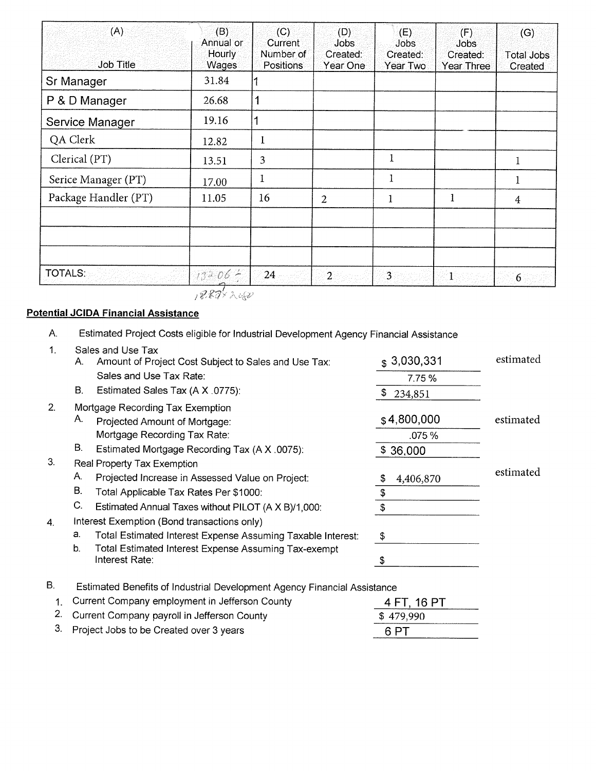| (A) Job Title | (B) Annual or Hourly Wages | (C) Current Number of Positions | (D) Jobs Created: Year One | (E) Jobs Created: Year Two | (F) Jobs Created: Year Three | (G) Total Jobs Created |
|---|---|---|---|---|---|---|
| Sr Manager | 31.84 | 1 | | | | |
| P & D Manager | 26.68 | 1 | | | | |
| Service Manager | 19.16 | 1 | | | | |
| QA Clerk | 12.82 | 1 | | | | |
| Clerical (PT) | 13.51 | 3 | | 1 | | 1 |
| Serice Manager (PT) | 17.00 | 1 | | 1 | | 1 |
| Package Handler (PT) | 11.05 | 16 | 2 | 1 | 1 | 4 |
| | | | | | | |
| | | | | | | |
| | | | | | | |
| TOTALS: | 132.06 ÷ 7 18.87 x 2080 | 24 | 2 | 3 | 1 | 6 |

## Potential JCIDA Financial Assistance

A. Estimated Project Costs eligible for Industrial Development Agency Financial Assistance

1. Sales and Use Tax
   - A. Amount of Project Cost Subject to Sales and Use Tax: $ 3,030,331 estimated
   - Sales and Use Tax Rate: 7.75 %
   - B. Estimated Sales Tax (A X .0775): $ 234,851
2. Mortgage Recording Tax Exemption
   - A. Projected Amount of Mortgage: $ 4,800,000 estimated
   - Mortgage Recording Tax Rate: .075 %
   - B. Estimated Mortgage Recording Tax (A X .0075): $ 36,000
3. Real Property Tax Exemption
   - A. Projected Increase in Assessed Value on Project: $ 4,406,870 estimated
   - B. Total Applicable Tax Rates Per $1000: $
   - C. Estimated Annual Taxes without PILOT (A X B)/1,000: $
4. Interest Exemption (Bond transactions only)
   - a. Total Estimated Interest Expense Assuming Taxable Interest: $
   - b. Total Estimated Interest Expense Assuming Tax-exempt Interest Rate: $

B. Estimated Benefits of Industrial Development Agency Financial Assistance

1. Current Company employment in Jefferson County: 4 FT, 16 PT
2. Current Company payroll in Jefferson County: $ 479,990
3. Project Jobs to be Created over 3 years: 6 PT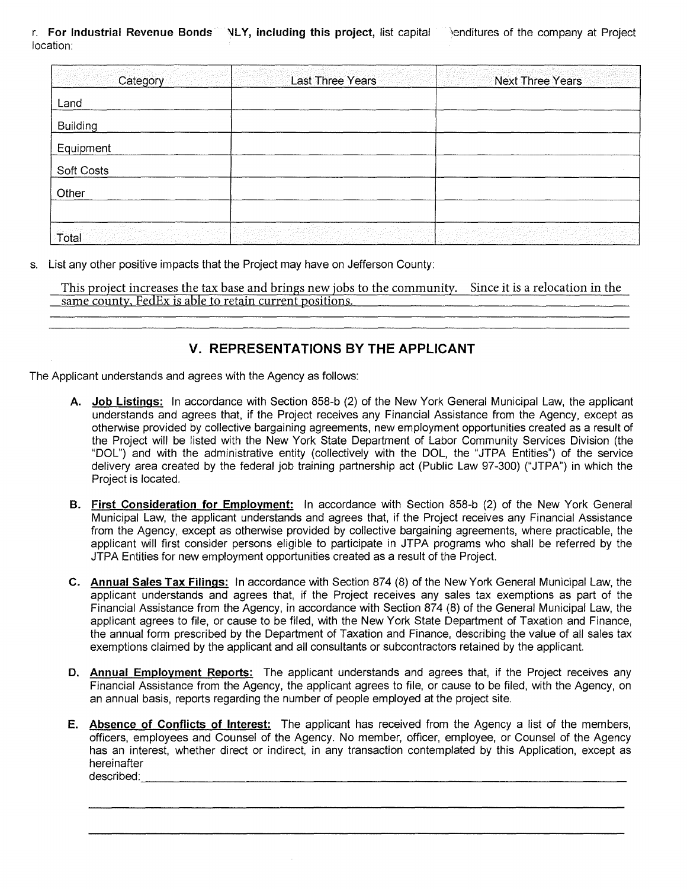r. **For Industrial Revenue Bonds ꞌNLY, including this project,** list capital ꞌenditures of the company at Project location:

| Category | Last Three Years | Next Three Years |
|---|---|---|
| Land | | |
| Building | | |
| Equipment | | |
| Soft Costs | | |
| Other | | |
| | | |
| Total | | |

s. List any other positive impacts that the Project may have on Jefferson County:

This project increases the tax base and brings new jobs to the community. Since it is a relocation in the same county, FedEx is able to retain current positions.

## V. REPRESENTATIONS BY THE APPLICANT

The Applicant understands and agrees with the Agency as follows:

**A. Job Listings:** In accordance with Section 858-b (2) of the New York General Municipal Law, the applicant understands and agrees that, if the Project receives any Financial Assistance from the Agency, except as otherwise provided by collective bargaining agreements, new employment opportunities created as a result of the Project will be listed with the New York State Department of Labor Community Services Division (the "DOL") and with the administrative entity (collectively with the DOL, the "JTPA Entities") of the service delivery area created by the federal job training partnership act (Public Law 97-300) ("JTPA") in which the Project is located.

**B. First Consideration for Employment:** In accordance with Section 858-b (2) of the New York General Municipal Law, the applicant understands and agrees that, if the Project receives any Financial Assistance from the Agency, except as otherwise provided by collective bargaining agreements, where practicable, the applicant will first consider persons eligible to participate in JTPA programs who shall be referred by the JTPA Entities for new employment opportunities created as a result of the Project.

**C. Annual Sales Tax Filings:** In accordance with Section 874 (8) of the New York General Municipal Law, the applicant understands and agrees that, if the Project receives any sales tax exemptions as part of the Financial Assistance from the Agency, in accordance with Section 874 (8) of the General Municipal Law, the applicant agrees to file, or cause to be filed, with the New York State Department of Taxation and Finance, the annual form prescribed by the Department of Taxation and Finance, describing the value of all sales tax exemptions claimed by the applicant and all consultants or subcontractors retained by the applicant.

**D. Annual Employment Reports:** The applicant understands and agrees that, if the Project receives any Financial Assistance from the Agency, the applicant agrees to file, or cause to be filed, with the Agency, on an annual basis, reports regarding the number of people employed at the project site.

**E. Absence of Conflicts of Interest:** The applicant has received from the Agency a list of the members, officers, employees and Counsel of the Agency. No member, officer, employee, or Counsel of the Agency has an interest, whether direct or indirect, in any transaction contemplated by this Application, except as hereinafter described: ______________________________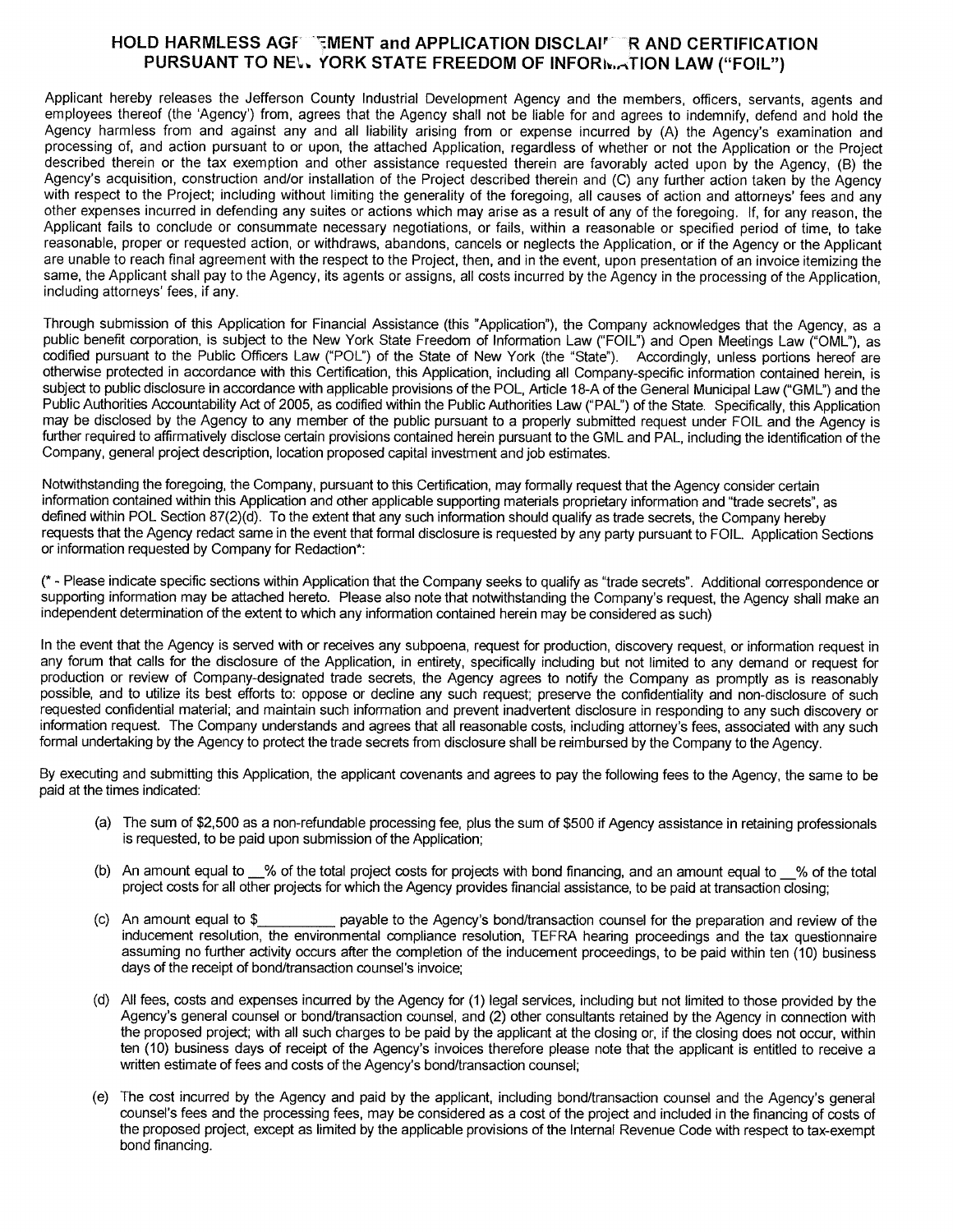## HOLD HARMLESS AGREEMENT and APPLICATION DISCLAIMER AND CERTIFICATION PURSUANT TO NEW YORK STATE FREEDOM OF INFORMATION LAW ("FOIL")

Applicant hereby releases the Jefferson County Industrial Development Agency and the members, officers, servants, agents and employees thereof (the 'Agency') from, agrees that the Agency shall not be liable for and agrees to indemnify, defend and hold the Agency harmless from and against any and all liability arising from or expense incurred by (A) the Agency's examination and processing of, and action pursuant to or upon, the attached Application, regardless of whether or not the Application or the Project described therein or the tax exemption and other assistance requested therein are favorably acted upon by the Agency, (B) the Agency's acquisition, construction and/or installation of the Project described therein and (C) any further action taken by the Agency with respect to the Project; including without limiting the generality of the foregoing, all causes of action and attorneys' fees and any other expenses incurred in defending any suites or actions which may arise as a result of any of the foregoing. If, for any reason, the Applicant fails to conclude or consummate necessary negotiations, or fails, within a reasonable or specified period of time, to take reasonable, proper or requested action, or withdraws, abandons, cancels or neglects the Application, or if the Agency or the Applicant are unable to reach final agreement with the respect to the Project, then, and in the event, upon presentation of an invoice itemizing the same, the Applicant shall pay to the Agency, its agents or assigns, all costs incurred by the Agency in the processing of the Application, including attorneys' fees, if any.

Through submission of this Application for Financial Assistance (this "Application"), the Company acknowledges that the Agency, as a public benefit corporation, is subject to the New York State Freedom of Information Law ("FOIL") and Open Meetings Law ("OML"), as codified pursuant to the Public Officers Law ("POL") of the State of New York (the "State"). Accordingly, unless portions hereof are otherwise protected in accordance with this Certification, this Application, including all Company-specific information contained herein, is subject to public disclosure in accordance with applicable provisions of the POL, Article 18-A of the General Municipal Law ("GML") and the Public Authorities Accountability Act of 2005, as codified within the Public Authorities Law ("PAL") of the State. Specifically, this Application may be disclosed by the Agency to any member of the public pursuant to a properly submitted request under FOIL and the Agency is further required to affirmatively disclose certain provisions contained herein pursuant to the GML and PAL, including the identification of the Company, general project description, location proposed capital investment and job estimates.

Notwithstanding the foregoing, the Company, pursuant to this Certification, may formally request that the Agency consider certain information contained within this Application and other applicable supporting materials proprietary information and "trade secrets", as defined within POL Section 87(2)(d). To the extent that any such information should qualify as trade secrets, the Company hereby requests that the Agency redact same in the event that formal disclosure is requested by any party pursuant to FOIL. Application Sections or information requested by Company for Redaction*:

(* - Please indicate specific sections within Application that the Company seeks to qualify as "trade secrets". Additional correspondence or supporting information may be attached hereto. Please also note that notwithstanding the Company's request, the Agency shall make an independent determination of the extent to which any information contained herein may be considered as such)

In the event that the Agency is served with or receives any subpoena, request for production, discovery request, or information request in any forum that calls for the disclosure of the Application, in entirety, specifically including but not limited to any demand or request for production or review of Company-designated trade secrets, the Agency agrees to notify the Company as promptly as is reasonably possible, and to utilize its best efforts to: oppose or decline any such request; preserve the confidentiality and non-disclosure of such requested confidential material; and maintain such information and prevent inadvertent disclosure in responding to any such discovery or information request. The Company understands and agrees that all reasonable costs, including attorney's fees, associated with any such formal undertaking by the Agency to protect the trade secrets from disclosure shall be reimbursed by the Company to the Agency.

By executing and submitting this Application, the applicant covenants and agrees to pay the following fees to the Agency, the same to be paid at the times indicated:

(a) The sum of $2,500 as a non-refundable processing fee, plus the sum of $500 if Agency assistance in retaining professionals is requested, to be paid upon submission of the Application;

(b) An amount equal to __% of the total project costs for projects with bond financing, and an amount equal to __% of the total project costs for all other projects for which the Agency provides financial assistance, to be paid at transaction closing;

(c) An amount equal to $__________ payable to the Agency's bond/transaction counsel for the preparation and review of the inducement resolution, the environmental compliance resolution, TEFRA hearing proceedings and the tax questionnaire assuming no further activity occurs after the completion of the inducement proceedings, to be paid within ten (10) business days of the receipt of bond/transaction counsel's invoice;

(d) All fees, costs and expenses incurred by the Agency for (1) legal services, including but not limited to those provided by the Agency's general counsel or bond/transaction counsel, and (2) other consultants retained by the Agency in connection with the proposed project; with all such charges to be paid by the applicant at the closing or, if the closing does not occur, within ten (10) business days of receipt of the Agency's invoices therefore please note that the applicant is entitled to receive a written estimate of fees and costs of the Agency's bond/transaction counsel;

(e) The cost incurred by the Agency and paid by the applicant, including bond/transaction counsel and the Agency's general counsel's fees and the processing fees, may be considered as a cost of the project and included in the financing of costs of the proposed project, except as limited by the applicable provisions of the Internal Revenue Code with respect to tax-exempt bond financing.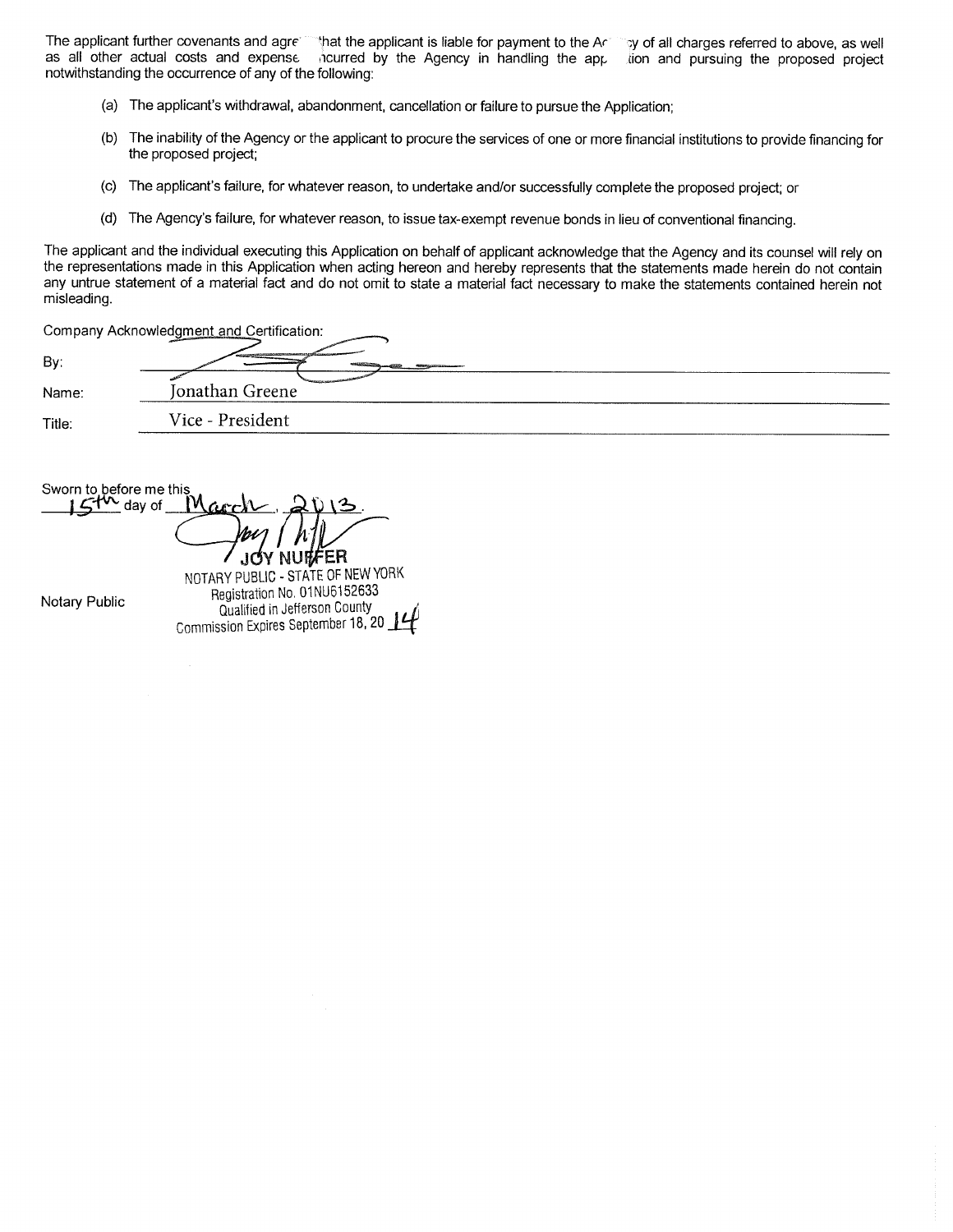The applicant further covenants and agre that the applicant is liable for payment to the Ac y of all charges referred to above, as well as all other actual costs and expense ncurred by the Agency in handling the app tion and pursuing the proposed project notwithstanding the occurrence of any of the following:

(a) The applicant's withdrawal, abandonment, cancellation or failure to pursue the Application;

(b) The inability of the Agency or the applicant to procure the services of one or more financial institutions to provide financing for the proposed project;

(c) The applicant's failure, for whatever reason, to undertake and/or successfully complete the proposed project; or

(d) The Agency's failure, for whatever reason, to issue tax-exempt revenue bonds in lieu of conventional financing.

The applicant and the individual executing this Application on behalf of applicant acknowledge that the Agency and its counsel will rely on the representations made in this Application when acting hereon and hereby represents that the statements made herein do not contain any untrue statement of a material fact and do not omit to state a material fact necessary to make the statements contained herein not misleading.

Company Acknowledgment and Certification:

By: ________________

Name: Jonathan Greene

Title: Vice - President

Sworn to before me this 15th day of March, 2013.

Notary Public

JOY NUFFER
NOTARY PUBLIC - STATE OF NEW YORK
Registration No. 01NU6152633
Qualified in Jefferson County
Commission Expires September 18, 2014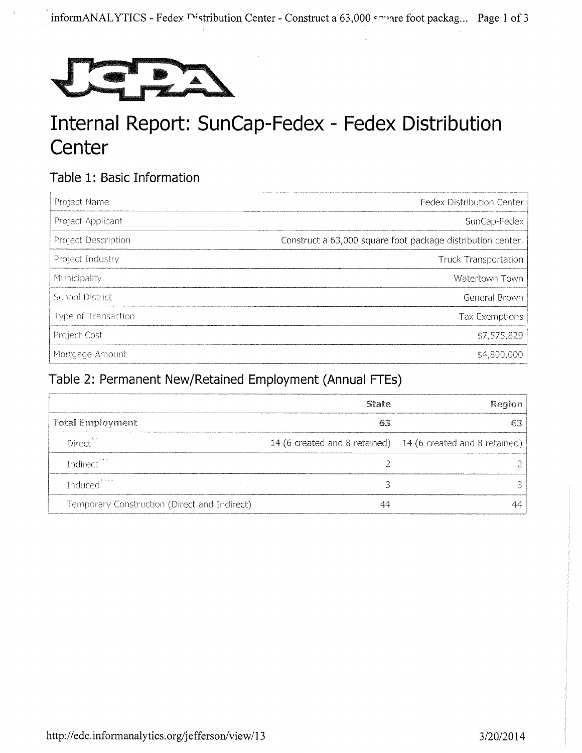# Internal Report: SunCap-Fedex - Fedex Distribution Center

## Table 1: Basic Information

| | |
|---|---|
| Project Name | Fedex Distribution Center |
| Project Applicant | SunCap-Fedex |
| Project Description | Construct a 63,000 square foot package distribution center. |
| Project Industry | Truck Transportation |
| Municipality | Watertown Town |
| School District | General Brown |
| Type of Transaction | Tax Exemptions |
| Project Cost | $7,575,829 |
| Mortgage Amount | $4,800,000 |

## Table 2: Permanent New/Retained Employment (Annual FTEs)

| | State | Region |
|---|---|---|
| **Total Employment** | **63** | **63** |
| Direct** | 14 (6 created and 8 retained) | 14 (6 created and 8 retained) |
| Indirect*** | 2 | 2 |
| Induced**** | 3 | 3 |
| Temporary Construction (Direct and Indirect) | 44 | 44 |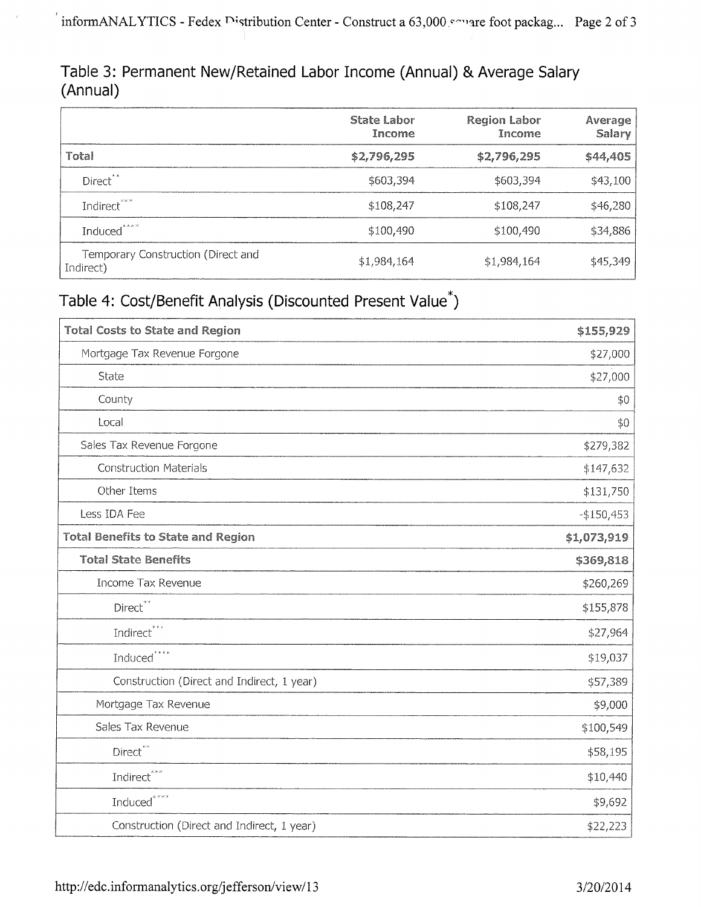## Table 3: Permanent New/Retained Labor Income (Annual) & Average Salary (Annual)

| | State Labor Income | Region Labor Income | Average Salary |
|---|---|---|---|
| **Total** | **$2,796,295** | **$2,796,295** | **$44,405** |
| Direct** | $603,394 | $603,394 | $43,100 |
| Indirect*** | $108,247 | $108,247 | $46,280 |
| Induced**** | $100,490 | $100,490 | $34,886 |
| Temporary Construction (Direct and Indirect) | $1,984,164 | $1,984,164 | $45,349 |

## Table 4: Cost/Benefit Analysis (Discounted Present Value*)

| | |
|---|---|
| **Total Costs to State and Region** | **$155,929** |
| Mortgage Tax Revenue Forgone | $27,000 |
| State | $27,000 |
| County | $0 |
| Local | $0 |
| Sales Tax Revenue Forgone | $279,382 |
| Construction Materials | $147,632 |
| Other Items | $131,750 |
| Less IDA Fee | -$150,453 |
| **Total Benefits to State and Region** | **$1,073,919** |
| **Total State Benefits** | **$369,818** |
| Income Tax Revenue | $260,269 |
| Direct** | $155,878 |
| Indirect*** | $27,964 |
| Induced**** | $19,037 |
| Construction (Direct and Indirect, 1 year) | $57,389 |
| Mortgage Tax Revenue | $9,000 |
| Sales Tax Revenue | $100,549 |
| Direct** | $58,195 |
| Indirect*** | $10,440 |
| Induced**** | $9,692 |
| Construction (Direct and Indirect, 1 year) | $22,223 |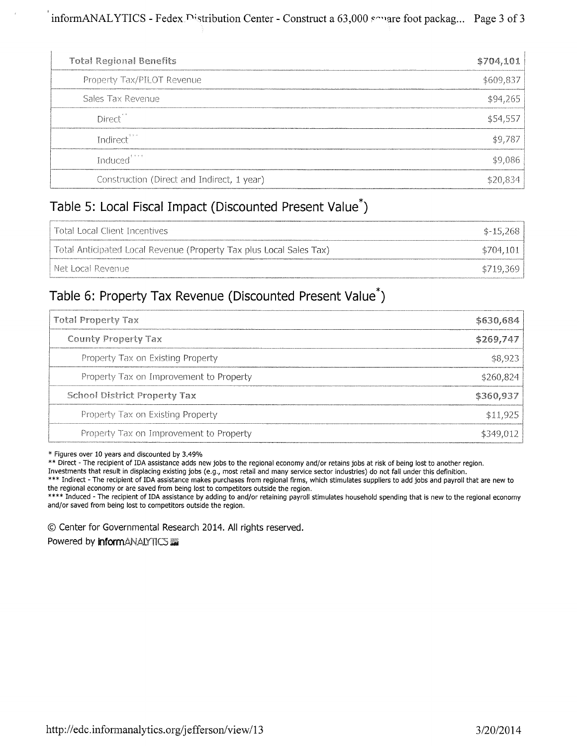| Total Regional Benefits | $704,101 |
|---|---|
| Property Tax/PILOT Revenue | $609,837 |
| Sales Tax Revenue | $94,265 |
| Direct** | $54,557 |
| Indirect*** | $9,787 |
| Induced**** | $9,086 |
| Construction (Direct and Indirect, 1 year) | $20,834 |

## Table 5: Local Fiscal Impact (Discounted Present Value*)

| | |
|---|---|
| Total Local Client Incentives | $-15,268 |
| Total Anticipated Local Revenue (Property Tax plus Local Sales Tax) | $704,101 |
| Net Local Revenue | $719,369 |

## Table 6: Property Tax Revenue (Discounted Present Value*)

| Total Property Tax | $630,684 |
|---|---|
| County Property Tax | $269,747 |
| Property Tax on Existing Property | $8,923 |
| Property Tax on Improvement to Property | $260,824 |
| School District Property Tax | $360,937 |
| Property Tax on Existing Property | $11,925 |
| Property Tax on Improvement to Property | $349,012 |

* Figures over 10 years and discounted by 3.49%

** Direct - The recipient of IDA assistance adds new jobs to the regional economy and/or retains jobs at risk of being lost to another region. Investments that result in displacing existing jobs (e.g., most retail and many service sector industries) do not fall under this definition.

*** Indirect - The recipient of IDA assistance makes purchases from regional firms, which stimulates suppliers to add jobs and payroll that are new to the regional economy or are saved from being lost to competitors outside the region.

**** Induced - The recipient of IDA assistance by adding to and/or retaining payroll stimulates household spending that is new to the regional economy and/or saved from being lost to competitors outside the region.

© Center for Governmental Research 2014. All rights reserved.

Powered by informANALYTICS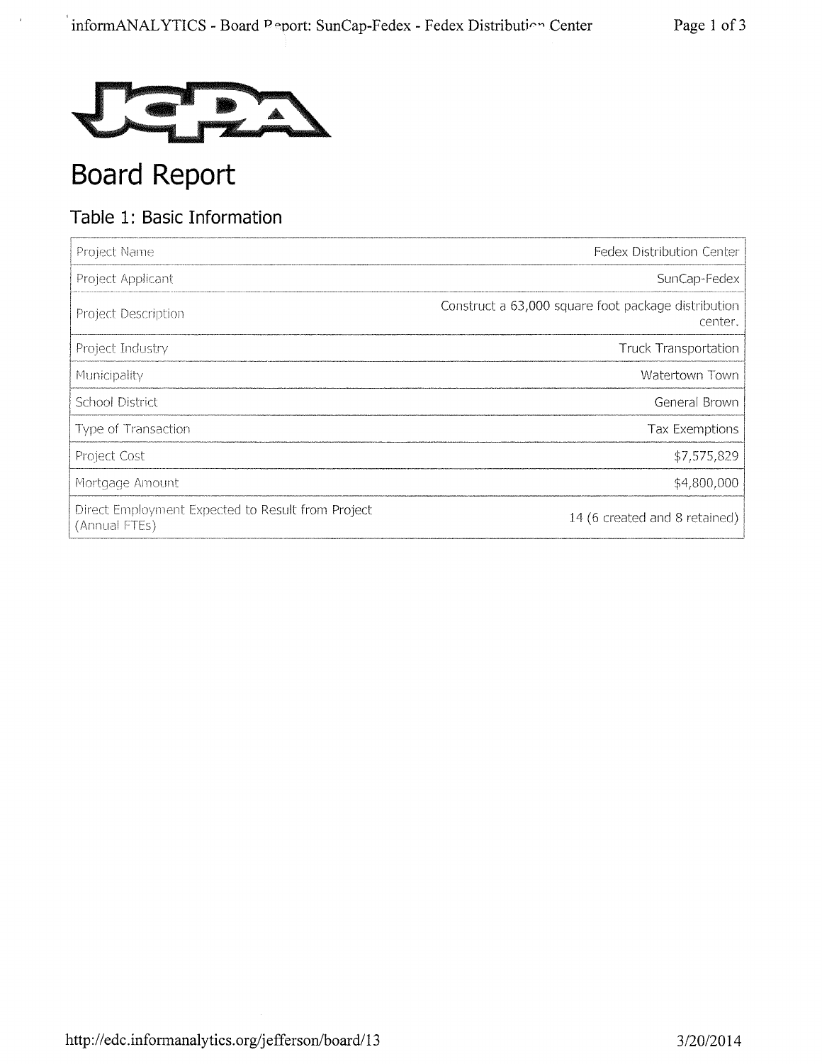# Board Report

## Table 1: Basic Information

| | |
|---|---|
| Project Name | Fedex Distribution Center |
| Project Applicant | SunCap-Fedex |
| Project Description | Construct a 63,000 square foot package distribution center. |
| Project Industry | Truck Transportation |
| Municipality | Watertown Town |
| School District | General Brown |
| Type of Transaction | Tax Exemptions |
| Project Cost | $7,575,829 |
| Mortgage Amount | $4,800,000 |
| Direct Employment Expected to Result from Project (Annual FTEs) | 14 (6 created and 8 retained) |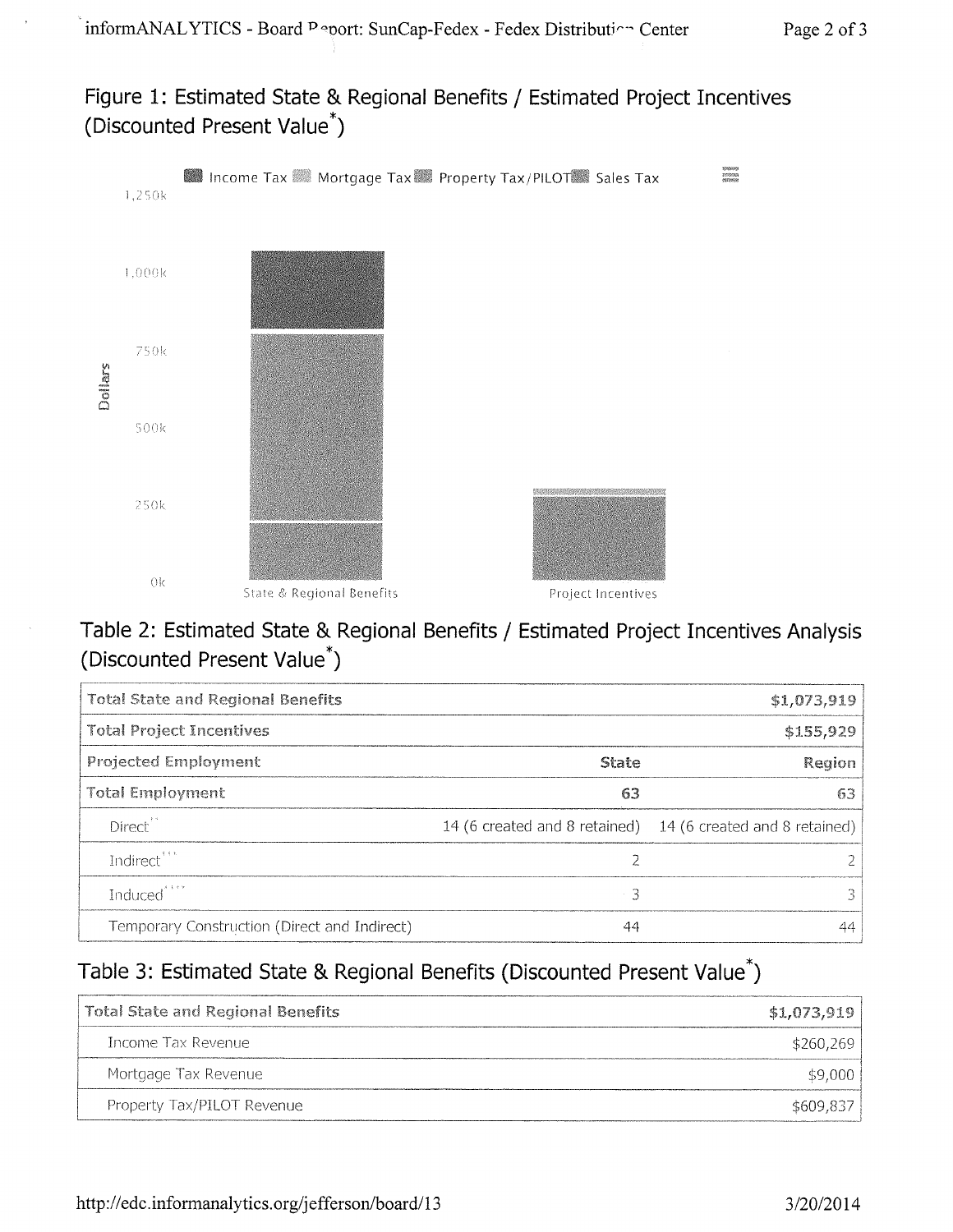## Figure 1: Estimated State & Regional Benefits / Estimated Project Incentives (Discounted Present Value*)

Income Tax  Mortgage Tax  Property Tax/PILOT  Sales Tax

1,250k
1,000k
750k
500k
250k
0k

Dollars

State & Regional Benefits    Project Incentives

## Table 2: Estimated State & Regional Benefits / Estimated Project Incentives Analysis (Discounted Present Value*)

| Total State and Regional Benefits | | $1,073,919 |
|---|---|---|
| Total Project Incentives | | $155,929 |
| Projected Employment | State | Region |
| Total Employment | 63 | 63 |
| Direct** | 14 (6 created and 8 retained) | 14 (6 created and 8 retained) |
| Indirect*** | 2 | 2 |
| Induced**** | 3 | 3 |
| Temporary Construction (Direct and Indirect) | 44 | 44 |

## Table 3: Estimated State & Regional Benefits (Discounted Present Value*)

| Total State and Regional Benefits | $1,073,919 |
|---|---|
| Income Tax Revenue | $260,269 |
| Mortgage Tax Revenue | $9,000 |
| Property Tax/PILOT Revenue | $609,837 |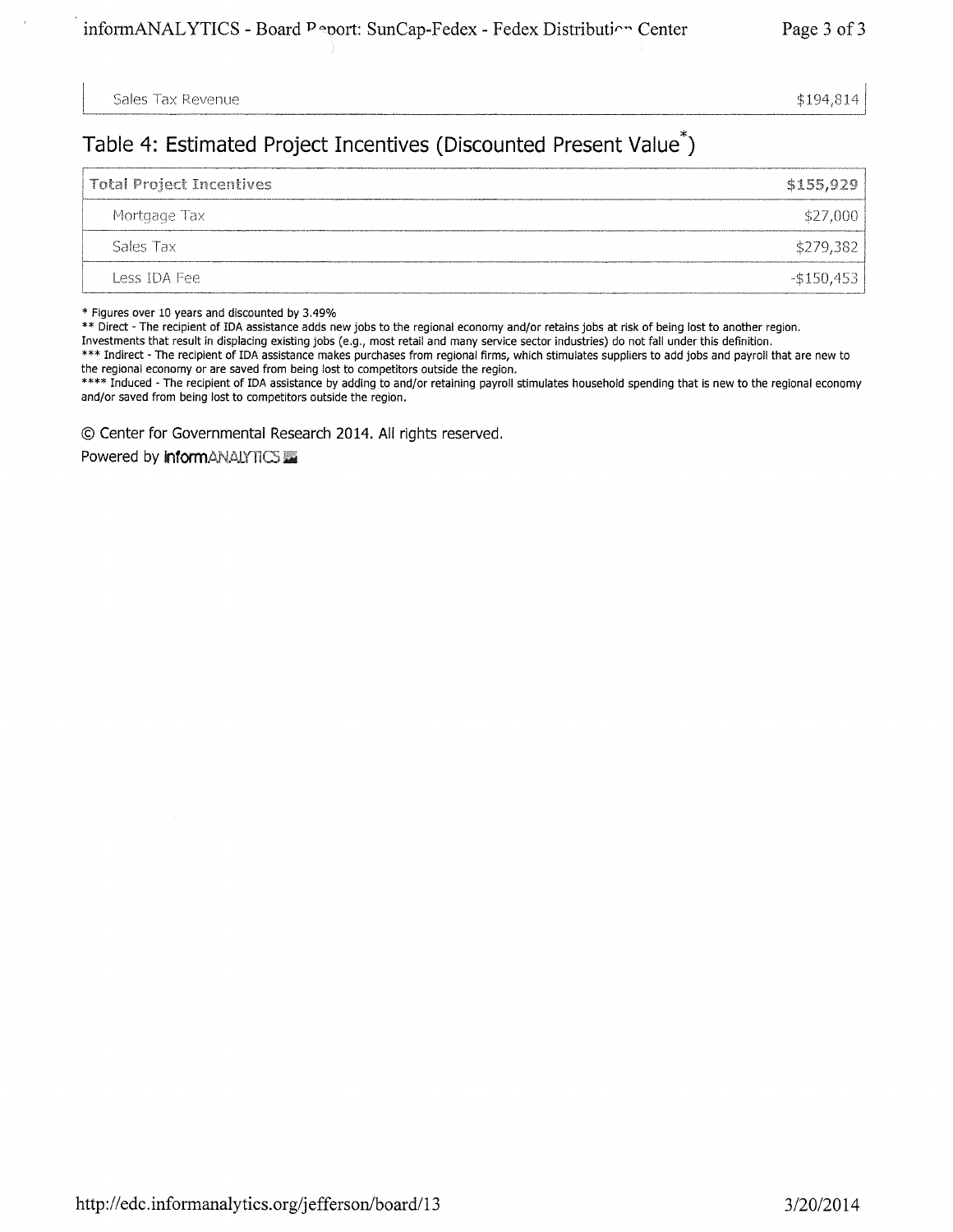| Sales Tax Revenue | $194,814 |
|---|---|

## Table 4: Estimated Project Incentives (Discounted Present Value*)

| Total Project Incentives | $155,929 |
|---|---|
| Mortgage Tax | $27,000 |
| Sales Tax | $279,382 |
| Less IDA Fee | -$150,453 |

* Figures over 10 years and discounted by 3.49%

** Direct - The recipient of IDA assistance adds new jobs to the regional economy and/or retains jobs at risk of being lost to another region. Investments that result in displacing existing jobs (e.g., most retail and many service sector industries) do not fall under this definition.

*** Indirect - The recipient of IDA assistance makes purchases from regional firms, which stimulates suppliers to add jobs and payroll that are new to the regional economy or are saved from being lost to competitors outside the region.

**** Induced - The recipient of IDA assistance by adding to and/or retaining payroll stimulates household spending that is new to the regional economy and/or saved from being lost to competitors outside the region.

© Center for Governmental Research 2014. All rights reserved.

Powered by informANALYTICS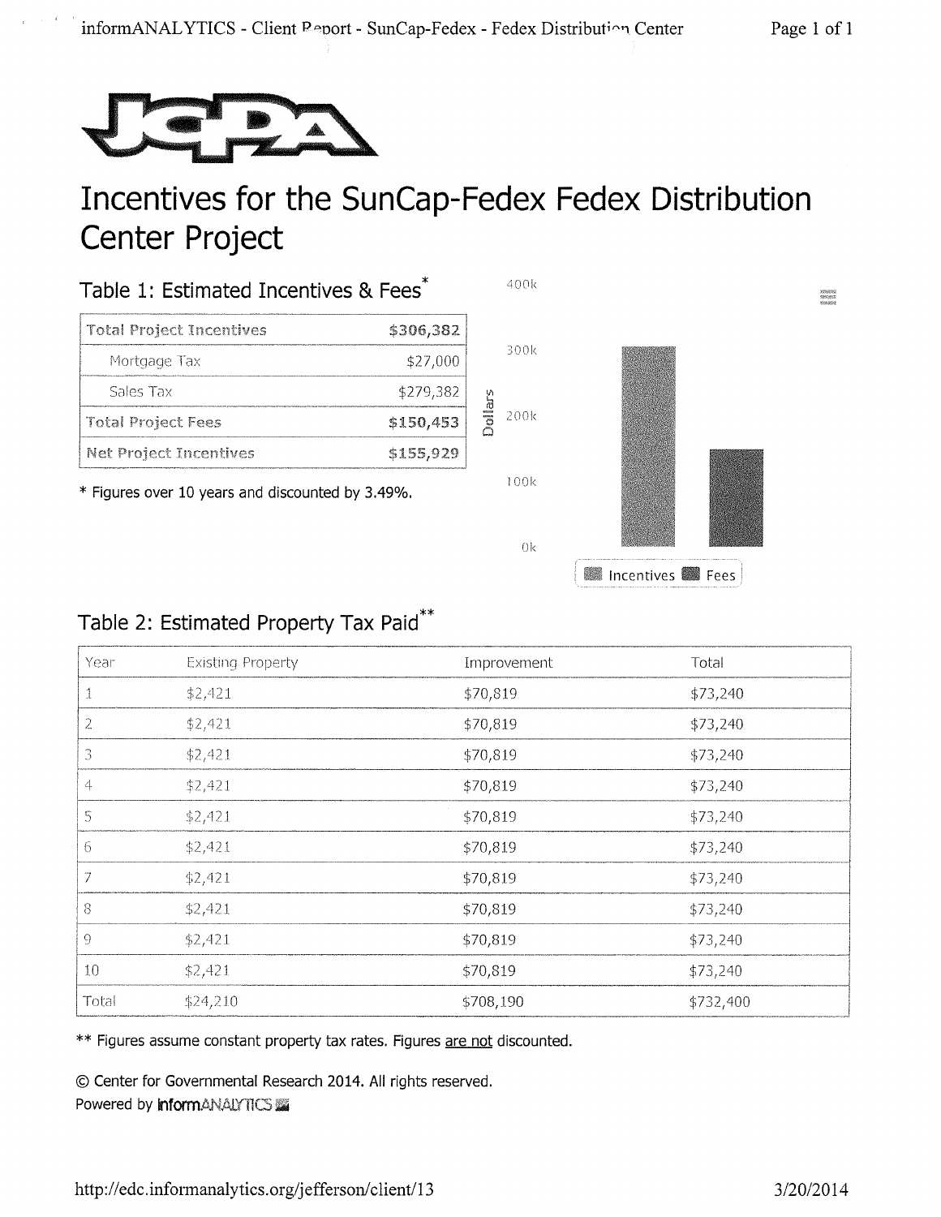# Incentives for the SunCap-Fedex Fedex Distribution Center Project

## Table 1: Estimated Incentives & Fees*

| | |
|---|---|
| **Total Project Incentives** | **$306,382** |
| Mortgage Tax | $27,000 |
| Sales Tax | $279,382 |
| **Total Project Fees** | **$150,453** |
| **Net Project Incentives** | **$155,929** |

* Figures over 10 years and discounted by 3.49%.

400k
300k
200k
100k
0k
Dollars
Incentives
Fees

## Table 2: Estimated Property Tax Paid**

| Year | Existing Property | Improvement | Total |
|---|---|---|---|
| 1 | $2,421 | $70,819 | $73,240 |
| 2 | $2,421 | $70,819 | $73,240 |
| 3 | $2,421 | $70,819 | $73,240 |
| 4 | $2,421 | $70,819 | $73,240 |
| 5 | $2,421 | $70,819 | $73,240 |
| 6 | $2,421 | $70,819 | $73,240 |
| 7 | $2,421 | $70,819 | $73,240 |
| 8 | $2,421 | $70,819 | $73,240 |
| 9 | $2,421 | $70,819 | $73,240 |
| 10 | $2,421 | $70,819 | $73,240 |
| Total | $24,210 | $708,190 | $732,400 |

** Figures assume constant property tax rates. Figures are not discounted.

© Center for Governmental Research 2014. All rights reserved.
Powered by informANALYTICS

http://edc.informanalytics.org/jefferson/client/13

3/20/2014